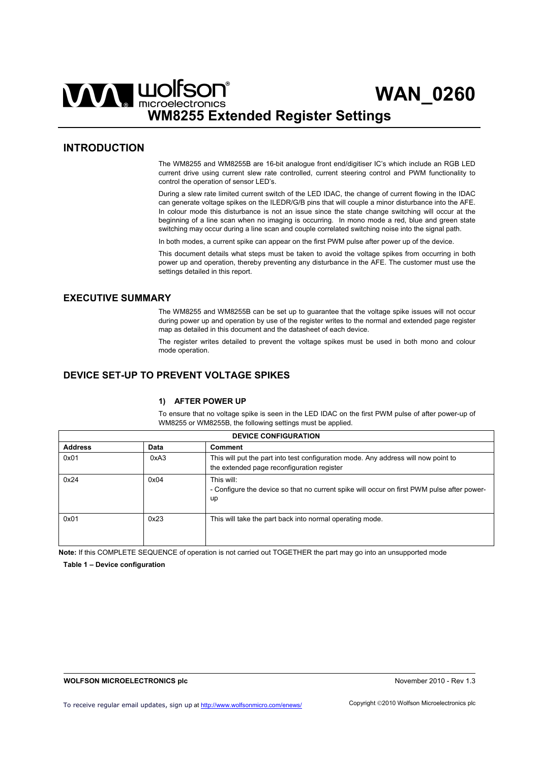# WAN_0260

## WM8255 Extended Register Settings

## INTRODUCTION

The WM8255 and WM8255B are 16-bit analogue front end/digitiser IC's which include an RGB LED current drive using current slew rate controlled, current steering control and PWM functionality to control the operation of sensor LED's.

During a slew rate limited current switch of the LED IDAC, the change of current flowing in the IDAC can generate voltage spikes on the ILEDR/G/B pins that will couple a minor disturbance into the AFE. In colour mode this disturbance is not an issue since the state change switching will occur at the beginning of a line scan when no imaging is occurring. In mono mode a red, blue and green state switching may occur during a line scan and couple correlated switching noise into the signal path.

In both modes, a current spike can appear on the first PWM pulse after power up of the device.

This document details what steps must be taken to avoid the voltage spikes from occurring in both power up and operation, thereby preventing any disturbance in the AFE. The customer must use the settings detailed in this report.

## EXECUTIVE SUMMARY

The WM8255 and WM8255B can be set up to guarantee that the voltage spike issues will not occur during power up and operation by use of the register writes to the normal and extended page register map as detailed in this document and the datasheet of each device.

The register writes detailed to prevent the voltage spikes must be used in both mono and colour mode operation.

## DEVICE SET-UP TO PREVENT VOLTAGE SPIKES

### 1) AFTER POWER UP

To ensure that no voltage spike is seen in the LED IDAC on the first PWM pulse of after power-up of WM8255 or WM8255B, the following settings must be applied.

| DEVICE CONFIGURATION | | |
|---|---|---|
| **Address** | **Data** | **Comment** |
| 0x01 | 0xA3 | This will put the part into test configuration mode. Any address will now point to the extended page reconfiguration register |
| 0x24 | 0x04 | This will:<br>- Configure the device so that no current spike will occur on first PWM pulse after power-up |
| 0x01 | 0x23 | This will take the part back into normal operating mode. |

**Note:** If this COMPLETE SEQUENCE of operation is not carried out TOGETHER the part may go into an unsupported mode

**Table 1 – Device configuration**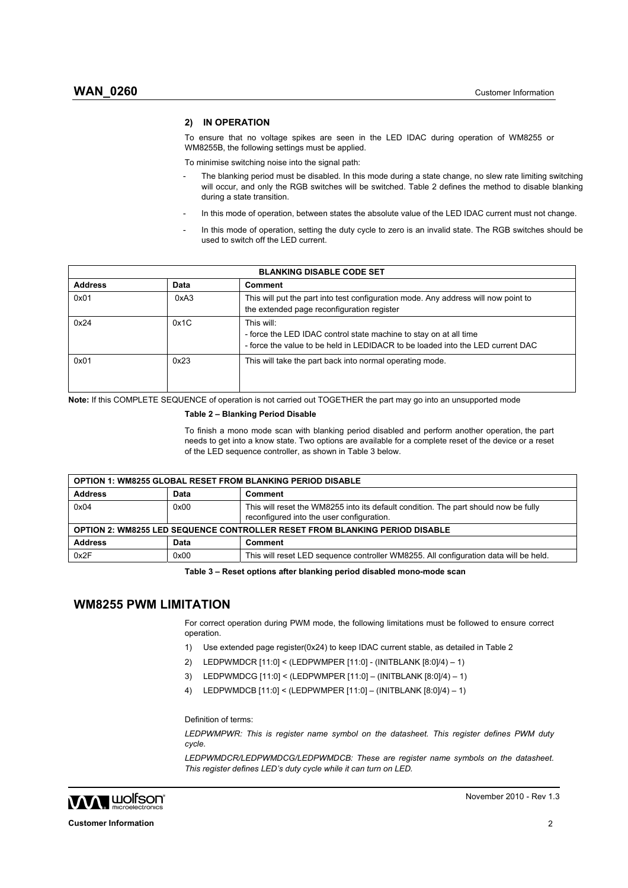### 2) IN OPERATION

To ensure that no voltage spikes are seen in the LED IDAC during operation of WM8255 or WM8255B, the following settings must be applied.

To minimise switching noise into the signal path:

- The blanking period must be disabled. In this mode during a state change, no slew rate limiting switching will occur, and only the RGB switches will be switched. Table 2 defines the method to disable blanking during a state transition.
- In this mode of operation, between states the absolute value of the LED IDAC current must not change.
- In this mode of operation, setting the duty cycle to zero is an invalid state. The RGB switches should be used to switch off the LED current.

| BLANKING DISABLE CODE SET | | |
|---|---|---|
| **Address** | **Data** | **Comment** |
| 0x01 | 0xA3 | This will put the part into test configuration mode. Any address will now point to the extended page reconfiguration register |
| 0x24 | 0x1C | This will:<br>- force the LED IDAC control state machine to stay on at all time<br>- force the value to be held in LEDIDACR to be loaded into the LED current DAC |
| 0x01 | 0x23 | This will take the part back into normal operating mode. |

**Note:** If this COMPLETE SEQUENCE of operation is not carried out TOGETHER the part may go into an unsupported mode

**Table 2 – Blanking Period Disable**

To finish a mono mode scan with blanking period disabled and perform another operation, the part needs to get into a know state. Two options are available for a complete reset of the device or a reset of the LED sequence controller, as shown in Table 3 below.

| OPTION 1: WM8255 GLOBAL RESET FROM BLANKING PERIOD DISABLE | | |
|---|---|---|
| **Address** | **Data** | **Comment** |
| 0x04 | 0x00 | This will reset the WM8255 into its default condition. The part should now be fully reconfigured into the user configuration. |
| **OPTION 2: WM8255 LED SEQUENCE CONTROLLER RESET FROM BLANKING PERIOD DISABLE** | | |
| **Address** | **Data** | **Comment** |
| 0x2F | 0x00 | This will reset LED sequence controller WM8255. All configuration data will be held. |

**Table 3 – Reset options after blanking period disabled mono-mode scan**

## WM8255 PWM LIMITATION

For correct operation during PWM mode, the following limitations must be followed to ensure correct operation.

1) Use extended page register(0x24) to keep IDAC current stable, as detailed in Table 2
2) LEDPWMDCR [11:0] < (LEDPWMPER [11:0] - (INITBLANK [8:0]/4) – 1)
3) LEDPWMDCG [11:0] < (LEDPWMPER [11:0] – (INITBLANK [8:0]/4) – 1)
4) LEDPWMDCB [11:0] < (LEDPWMPER [11:0] – (INITBLANK [8:0]/4) – 1)

Definition of terms:

*LEDPWMPWR: This is register name symbol on the datasheet. This register defines PWM duty cycle.*

*LEDPWMDCR/LEDPWMDCG/LEDPWMDCB: These are register name symbols on the datasheet. This register defines LED's duty cycle while it can turn on LED.*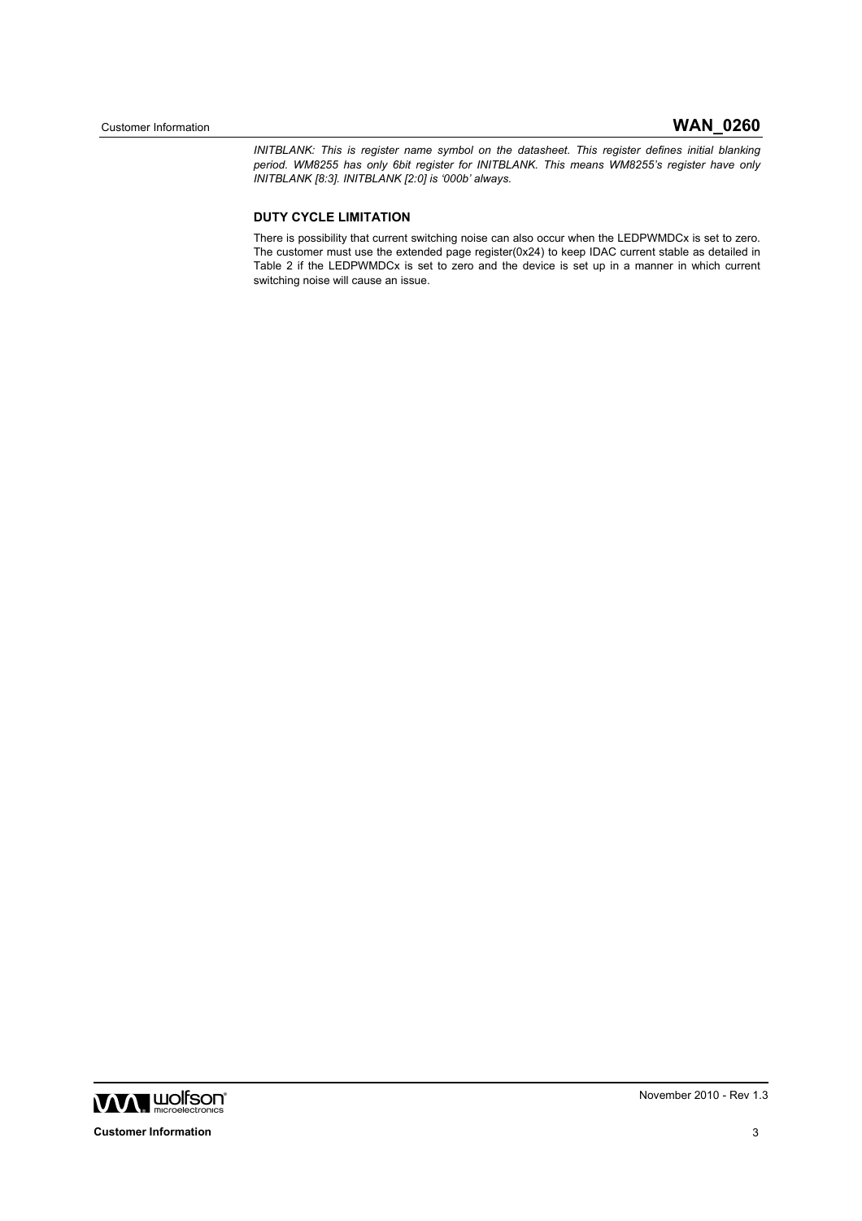*INITBLANK: This is register name symbol on the datasheet. This register defines initial blanking period. WM8255 has only 6bit register for INITBLANK. This means WM8255's register have only INITBLANK [8:3]. INITBLANK [2:0] is '000b' always.*

### DUTY CYCLE LIMITATION

There is possibility that current switching noise can also occur when the LEDPWMDCx is set to zero. The customer must use the extended page register(0x24) to keep IDAC current stable as detailed in Table 2 if the LEDPWMDCx is set to zero and the device is set up in a manner in which current switching noise will cause an issue.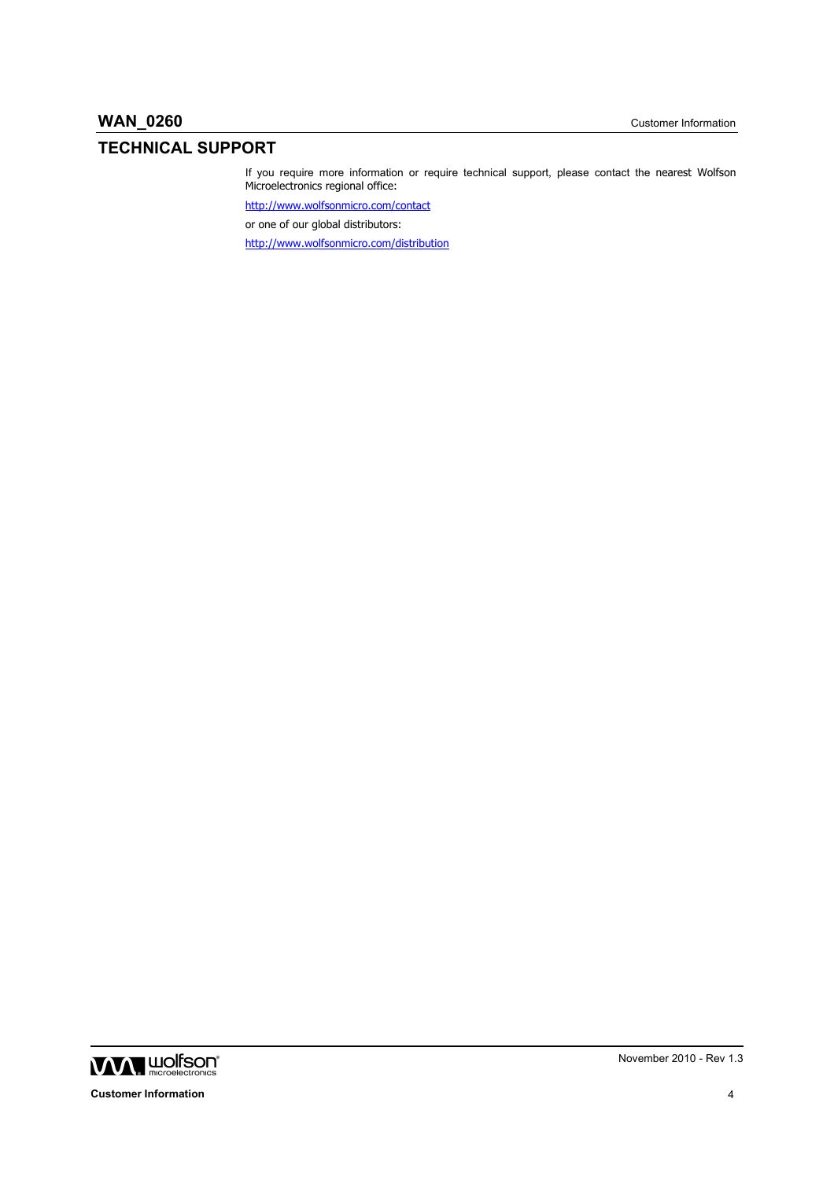## TECHNICAL SUPPORT

If you require more information or require technical support, please contact the nearest Wolfson Microelectronics regional office:

http://www.wolfsonmicro.com/contact

or one of our global distributors:

http://www.wolfsonmicro.com/distribution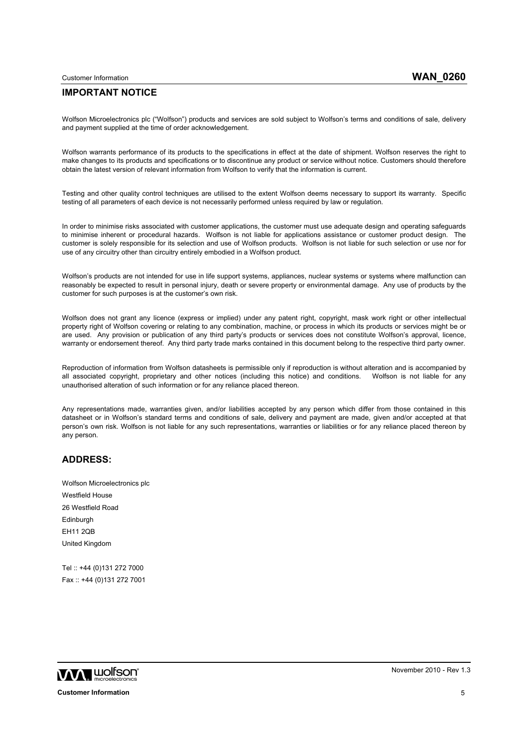## IMPORTANT NOTICE

Wolfson Microelectronics plc ("Wolfson") products and services are sold subject to Wolfson's terms and conditions of sale, delivery and payment supplied at the time of order acknowledgement.

Wolfson warrants performance of its products to the specifications in effect at the date of shipment. Wolfson reserves the right to make changes to its products and specifications or to discontinue any product or service without notice. Customers should therefore obtain the latest version of relevant information from Wolfson to verify that the information is current.

Testing and other quality control techniques are utilised to the extent Wolfson deems necessary to support its warranty. Specific testing of all parameters of each device is not necessarily performed unless required by law or regulation.

In order to minimise risks associated with customer applications, the customer must use adequate design and operating safeguards to minimise inherent or procedural hazards. Wolfson is not liable for applications assistance or customer product design. The customer is solely responsible for its selection and use of Wolfson products. Wolfson is not liable for such selection or use nor for use of any circuitry other than circuitry entirely embodied in a Wolfson product.

Wolfson's products are not intended for use in life support systems, appliances, nuclear systems or systems where malfunction can reasonably be expected to result in personal injury, death or severe property or environmental damage. Any use of products by the customer for such purposes is at the customer's own risk.

Wolfson does not grant any licence (express or implied) under any patent right, copyright, mask work right or other intellectual property right of Wolfson covering or relating to any combination, machine, or process in which its products or services might be or are used. Any provision or publication of any third party's products or services does not constitute Wolfson's approval, licence, warranty or endorsement thereof. Any third party trade marks contained in this document belong to the respective third party owner.

Reproduction of information from Wolfson datasheets is permissible only if reproduction is without alteration and is accompanied by all associated copyright, proprietary and other notices (including this notice) and conditions. Wolfson is not liable for any unauthorised alteration of such information or for any reliance placed thereon.

Any representations made, warranties given, and/or liabilities accepted by any person which differ from those contained in this datasheet or in Wolfson's standard terms and conditions of sale, delivery and payment are made, given and/or accepted at that person's own risk. Wolfson is not liable for any such representations, warranties or liabilities or for any reliance placed thereon by any person.

## ADDRESS:

Wolfson Microelectronics plc
Westfield House
26 Westfield Road
Edinburgh
EH11 2QB
United Kingdom

Tel :: +44 (0)131 272 7000
Fax :: +44 (0)131 272 7001